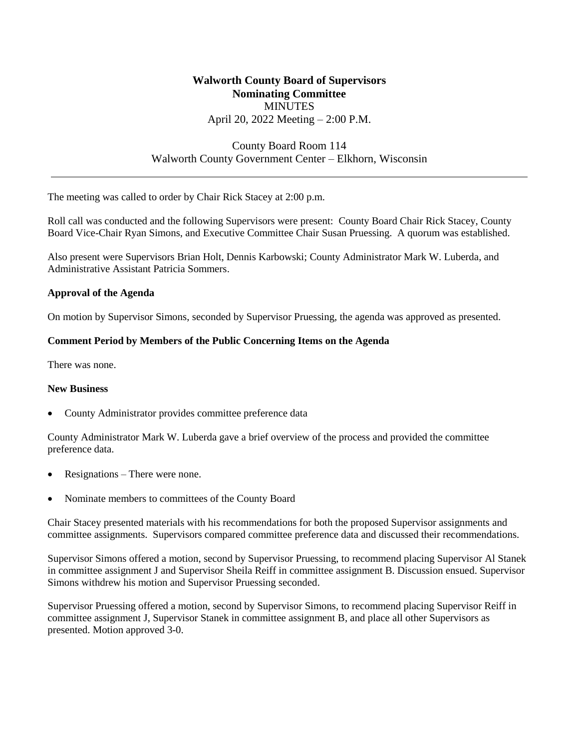**Walworth County Board of Supervisors**
**Nominating Committee**
MINUTES
April 20, 2022 Meeting – 2:00 P.M.

County Board Room 114
Walworth County Government Center – Elkhorn, Wisconsin

---

The meeting was called to order by Chair Rick Stacey at 2:00 p.m.

Roll call was conducted and the following Supervisors were present: County Board Chair Rick Stacey, County Board Vice-Chair Ryan Simons, and Executive Committee Chair Susan Pruessing. A quorum was established.

Also present were Supervisors Brian Holt, Dennis Karbowski; County Administrator Mark W. Luberda, and Administrative Assistant Patricia Sommers.

**Approval of the Agenda**

On motion by Supervisor Simons, seconded by Supervisor Pruessing, the agenda was approved as presented.

**Comment Period by Members of the Public Concerning Items on the Agenda**

There was none.

**New Business**

- County Administrator provides committee preference data

County Administrator Mark W. Luberda gave a brief overview of the process and provided the committee preference data.

- Resignations – There were none.

- Nominate members to committees of the County Board

Chair Stacey presented materials with his recommendations for both the proposed Supervisor assignments and committee assignments. Supervisors compared committee preference data and discussed their recommendations.

Supervisor Simons offered a motion, second by Supervisor Pruessing, to recommend placing Supervisor Al Stanek in committee assignment J and Supervisor Sheila Reiff in committee assignment B. Discussion ensued. Supervisor Simons withdrew his motion and Supervisor Pruessing seconded.

Supervisor Pruessing offered a motion, second by Supervisor Simons, to recommend placing Supervisor Reiff in committee assignment J, Supervisor Stanek in committee assignment B, and place all other Supervisors as presented. Motion approved 3-0.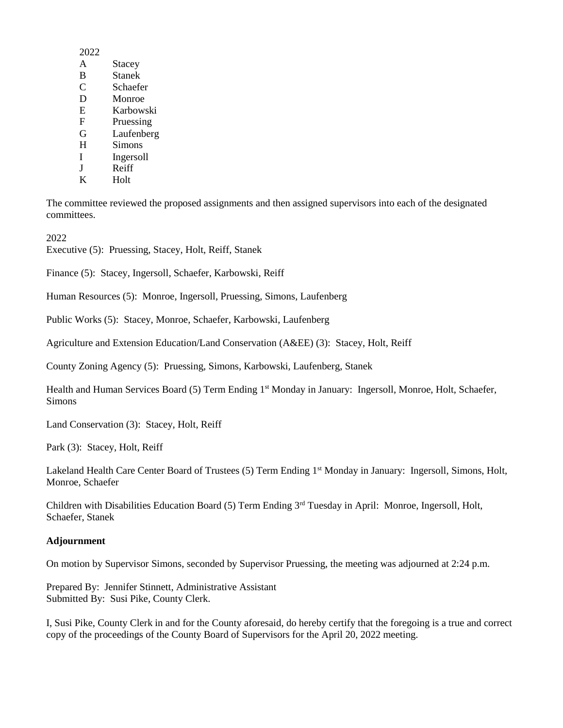2022

| | |
|---|---|
| A | Stacey |
| B | Stanek |
| C | Schaefer |
| D | Monroe |
| E | Karbowski |
| F | Pruessing |
| G | Laufenberg |
| H | Simons |
| I | Ingersoll |
| J | Reiff |
| K | Holt |

The committee reviewed the proposed assignments and then assigned supervisors into each of the designated committees.

2022

Executive (5): Pruessing, Stacey, Holt, Reiff, Stanek

Finance (5): Stacey, Ingersoll, Schaefer, Karbowski, Reiff

Human Resources (5): Monroe, Ingersoll, Pruessing, Simons, Laufenberg

Public Works (5): Stacey, Monroe, Schaefer, Karbowski, Laufenberg

Agriculture and Extension Education/Land Conservation (A&EE) (3): Stacey, Holt, Reiff

County Zoning Agency (5): Pruessing, Simons, Karbowski, Laufenberg, Stanek

Health and Human Services Board (5) Term Ending 1st Monday in January: Ingersoll, Monroe, Holt, Schaefer, Simons

Land Conservation (3): Stacey, Holt, Reiff

Park (3): Stacey, Holt, Reiff

Lakeland Health Care Center Board of Trustees (5) Term Ending 1st Monday in January: Ingersoll, Simons, Holt, Monroe, Schaefer

Children with Disabilities Education Board (5) Term Ending 3rd Tuesday in April: Monroe, Ingersoll, Holt, Schaefer, Stanek

**Adjournment**

On motion by Supervisor Simons, seconded by Supervisor Pruessing, the meeting was adjourned at 2:24 p.m.

Prepared By: Jennifer Stinnett, Administrative Assistant
Submitted By: Susi Pike, County Clerk.

I, Susi Pike, County Clerk in and for the County aforesaid, do hereby certify that the foregoing is a true and correct copy of the proceedings of the County Board of Supervisors for the April 20, 2022 meeting.